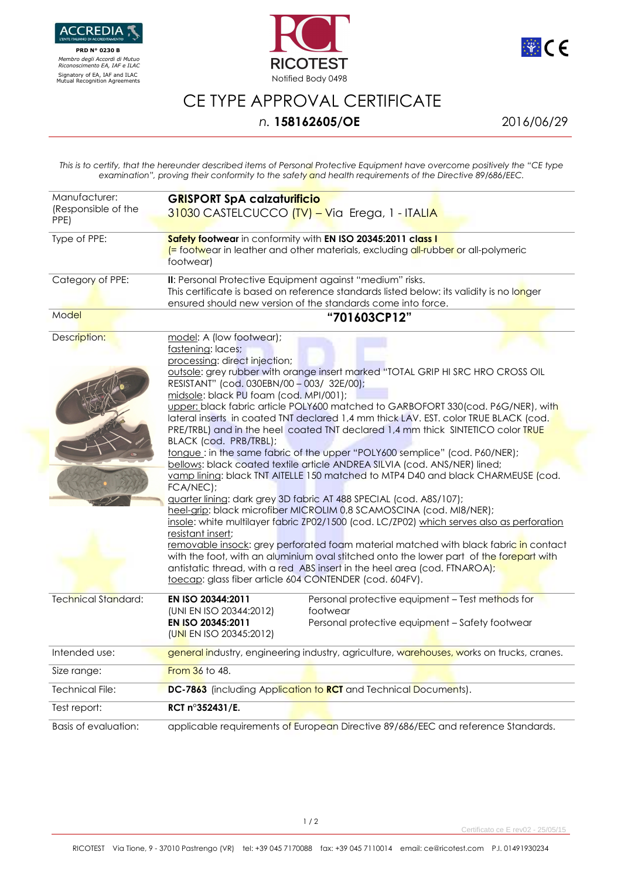ACCREDIA
L'ENTE ITALIANO DI ACCREDITAMENTO

**PRD N° 0230 B**
*Membro degli Accordi di Mutuo Riconoscimento EA, IAF e ILAC*
Signatory of EA, IAF and ILAC Mutual Recognition Agreements

RCT RICOTEST
Notified Body 0498

# CE TYPE APPROVAL CERTIFICATE

*n.* **158162605/OE** — 2016/06/29

*This is to certify, that the hereunder described items of Personal Protective Equipment have overcome positively the "CE type examination", proving their conformity to the safety and health requirements of the Directive 89/686/EEC.*

| | |
|---|---|
| Manufacturer: (Responsible of the PPE) | **GRISPORT SpA calzaturificio**<br>31030 CASTELCUCCO (TV) – Via Erega, 1 - ITALIA |
| Type of PPE: | **Safety footwear** in conformity with **EN ISO 20345:2011 class I** (= footwear in leather and other materials, excluding all-rubber or all-polymeric footwear) |
| Category of PPE: | **II**: Personal Protective Equipment against "medium" risks.<br>This certificate is based on reference standards listed below: its validity is no longer ensured should new version of the standards come into force. |
| Model | **"701603CP12"** |
| Description: | model: A (low footwear);<br>fastening: laces;<br>processing: direct injection;<br>outsole: grey rubber with orange insert marked "TOTAL GRIP HI SRC HRO CROSS OIL RESISTANT" (cod. 030EBN/00 – 003/ 32E/00);<br>midsole: black PU foam (cod. MPI/001);<br>upper: black fabric article POLY600 matched to GARBOFORT 330(cod. P6G/NER), with lateral inserts in coated TNT declared 1,4 mm thick LAV. EST. color TRUE BLACK (cod. PRE/TRBL) and in the heel coated TNT declared 1,4 mm thick SINTETICO color TRUE BLACK (cod. PRB/TRBL);<br>tongue : in the same fabric of the upper "POLY600 semplice" (cod. P60/NER);<br>bellows: black coated textile article ANDREA SILVIA (cod. ANS/NER) lined;<br>vamp lining: black TNT AITELLE 150 matched to MTP4 D40 and black CHARMEUSE (cod. FCA/NEC);<br>quarter lining: dark grey 3D fabric AT 488 SPECIAL (cod. A8S/107);<br>heel-grip: black microfiber MICROLIM 0,8 SCAMOSCINA (cod. MI8/NER);<br>insole: white multilayer fabric ZP02/1500 (cod. LC/ZP02) which serves also as perforation resistant insert;<br>removable insock: grey perforated foam material matched with black fabric in contact with the foot, with an aluminium oval stitched onto the lower part of the forepart with antistatic thread, with a red ABS insert in the heel area (cod. FTNAROA);<br>toecap: glass fiber article 604 CONTENDER (cod. 604FV). |
| Technical Standard: | **EN ISO 20344:2011** (UNI EN ISO 20344:2012) — Personal protective equipment – Test methods for footwear<br>**EN ISO 20345:2011** (UNI EN ISO 20345:2012) — Personal protective equipment – Safety footwear |
| Intended use: | general industry, engineering industry, agriculture, warehouses, works on trucks, cranes. |
| Size range: | From 36 to 48. |
| Technical File: | **DC-7863** (including Application to **RCT** and Technical Documents). |
| Test report: | **RCT n°352431/E.** |
| Basis of evaluation: | applicable requirements of European Directive 89/686/EEC and reference Standards. |

Certificato ce E rev02 - 25/05/15

RICOTEST Via Tione, 9 - 37010 Pastrengo (VR) tel: +39 045 7170088 fax: +39 045 7110014 email: ce@ricotest.com P.I. 01491930234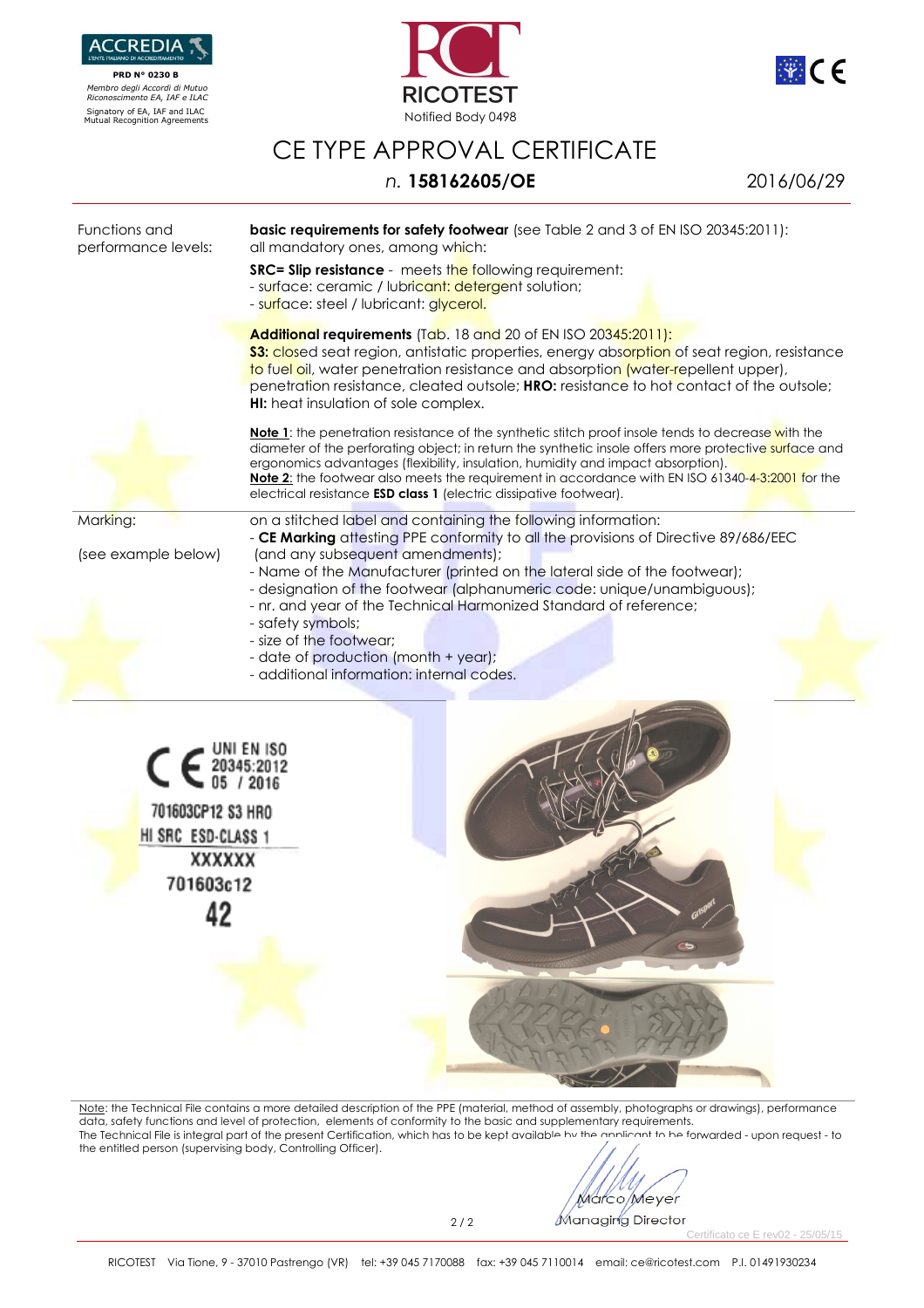ACCREDIA
L'ENTE ITALIANO DI ACCREDITAMENTO

**PRD N° 0230 B**

*Membro degli Accordi di Mutuo Riconoscimento EA, IAF e ILAC*

Signatory of EA, IAF and ILAC Mutual Recognition Agreements

RICOTEST
Notified Body 0498

# CE TYPE APPROVAL CERTIFICATE

*n.* **158162605/OE** 2016/06/29

| | |
|---|---|
| Functions and performance levels: | **basic requirements for safety footwear** (see Table 2 and 3 of EN ISO 20345:2011): all mandatory ones, among which: <br> **SRC= Slip resistance** - meets the following requirement: <br> - surface: ceramic / lubricant: detergent solution; <br> - surface: steel / lubricant: glycerol. <br><br> **Additional requirements** (Tab. 18 and 20 of EN ISO 20345:2011): <br> **S3:** closed seat region, antistatic properties, energy absorption of seat region, resistance to fuel oil, water penetration resistance and absorption (water-repellent upper), penetration resistance, cleated outsole; **HRO:** resistance to hot contact of the outsole; **HI:** heat insulation of sole complex. <br><br> **Note 1**: the penetration resistance of the synthetic stitch proof insole tends to decrease with the diameter of the perforating object; in return the synthetic insole offers more protective surface and ergonomics advantages (flexibility, insulation, humidity and impact absorption). <br> **Note 2**: the footwear also meets the requirement in accordance with EN ISO 61340-4-3:2001 for the electrical resistance **ESD class 1** (electric dissipative footwear). |
| Marking: <br><br> (see example below) | on a stitched label and containing the following information: <br> - **CE Marking** attesting PPE conformity to all the provisions of Directive 89/686/EEC (and any subsequent amendments); <br> - Name of the Manufacturer (printed on the lateral side of the footwear); <br> - designation of the footwear (alphanumeric code: unique/unambiguous); <br> - nr. and year of the Technical Harmonized Standard of reference; <br> - safety symbols; <br> - size of the footwear; <br> - date of production (month + year); <br> - additional information: internal codes. |

CE UNI EN ISO 20345:2012 05 / 2016
701603CP12 S3 HRO
HI SRC ESD-CLASS 1
XXXXXX
701603c12
42

Note: the Technical File contains a more detailed description of the PPE (material, method of assembly, photographs or drawings), performance data, safety functions and level of protection, elements of conformity to the basic and supplementary requirements.
The Technical File is integral part of the present Certification, which has to be kept available by the applicant to be forwarded - upon request - to the entitled person (supervising body, Controlling Officer).

Marco Meyer
Managing Director

Certificato ce E rev02 - 25/05/15

RICOTEST Via Tione, 9 - 37010 Pastrengo (VR) tel: +39 045 7170088 fax: +39 045 7110014 email: ce@ricotest.com P.I. 01491930234